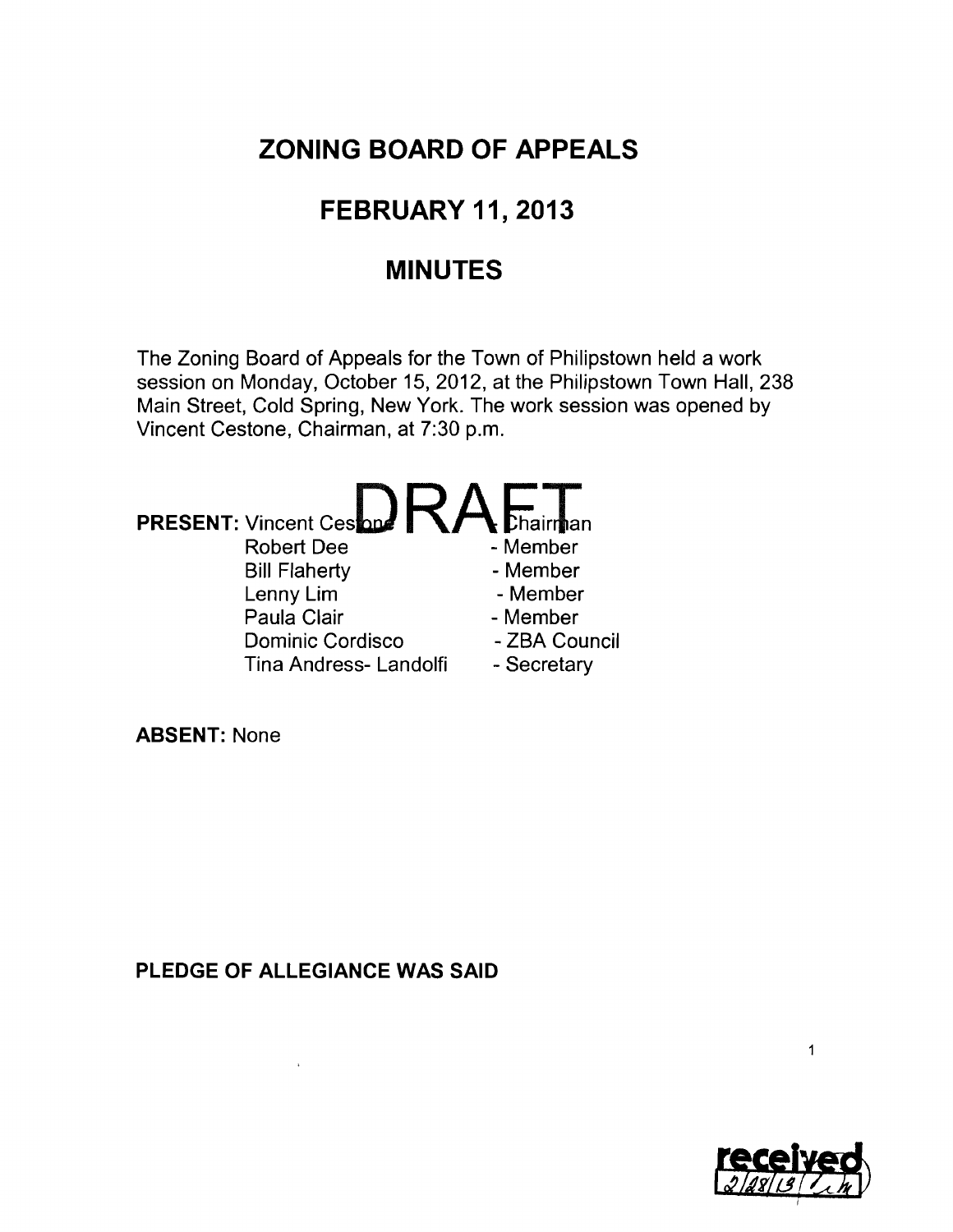# ZONING BOARD OF APPEALS

## FEBRUARY 11, 2013

## MINUTES

The Zoning Board of Appeals for the Town of Philipstown held a work session on Monday, October 15, 2012, at the Philipstown Town Hall, 238 Main Street, Cold Spring, New York. The work session was opened by Vincent Cestone, Chairman, at 7:30 p.m.

DRAFT

**PRESENT:** Vincent Cestone - Chairman
Robert Dee - Member
Bill Flaherty - Member
Lenny Lim - Member
Paula Clair - Member
Dominic Cordisco - ZBA Council
Tina Andress- Landolfi - Secretary

**ABSENT:** None

**PLEDGE OF ALLEGIANCE WAS SAID**

received 2/28/13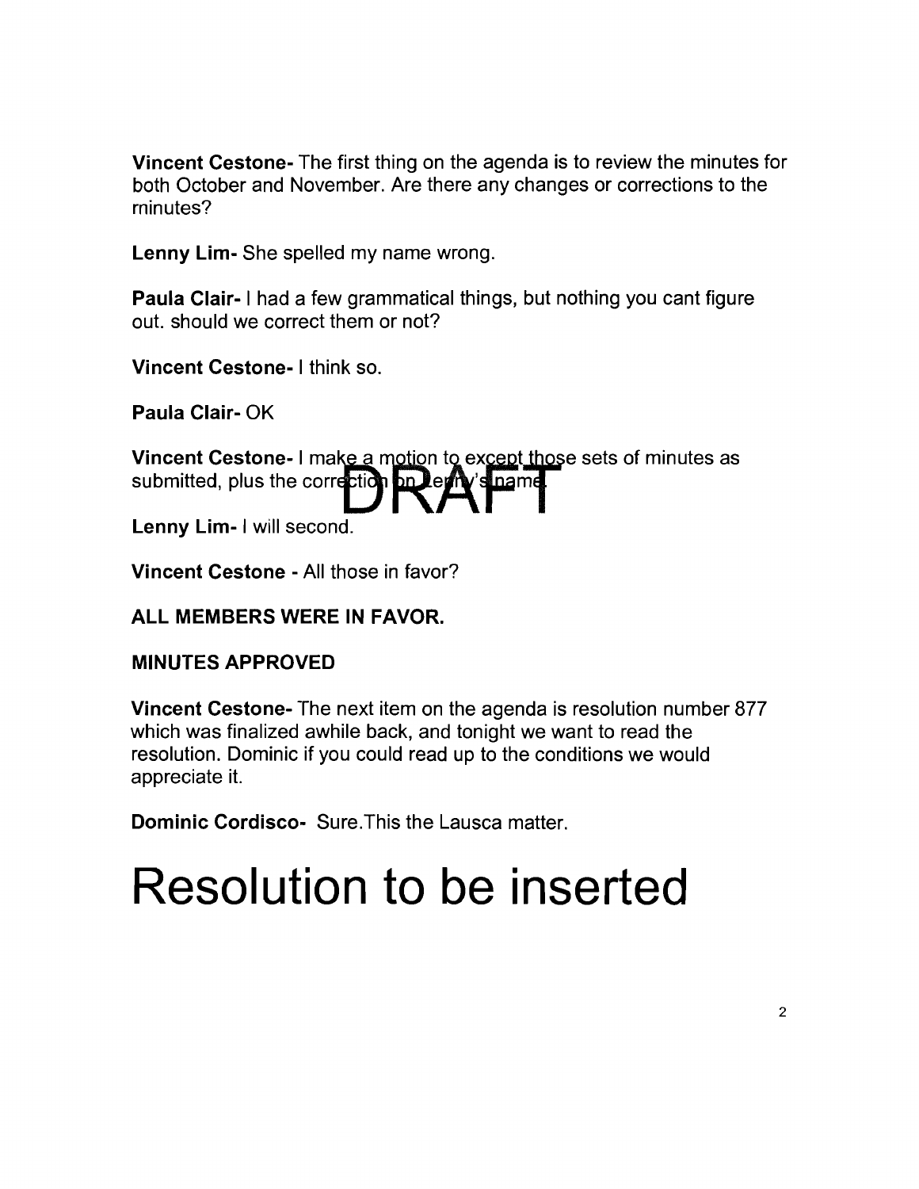**Vincent Cestone-** The first thing on the agenda is to review the minutes for both October and November. Are there any changes or corrections to the minutes?

**Lenny Lim-** She spelled my name wrong.

**Paula Clair-** I had a few grammatical things, but nothing you cant figure out. should we correct them or not?

**Vincent Cestone-** I think so.

**Paula Clair-** OK

**Vincent Cestone-** I make a motion to except those sets of minutes as submitted, plus the correction on Lenny's name.

DRAFT

**Lenny Lim-** I will second.

**Vincent Cestone** - All those in favor?

**ALL MEMBERS WERE IN FAVOR.**

**MINUTES APPROVED**

**Vincent Cestone-** The next item on the agenda is resolution number 877 which was finalized awhile back, and tonight we want to read the resolution. Dominic if you could read up to the conditions we would appreciate it.

**Dominic Cordisco-** Sure.This the Lausca matter.

# Resolution to be inserted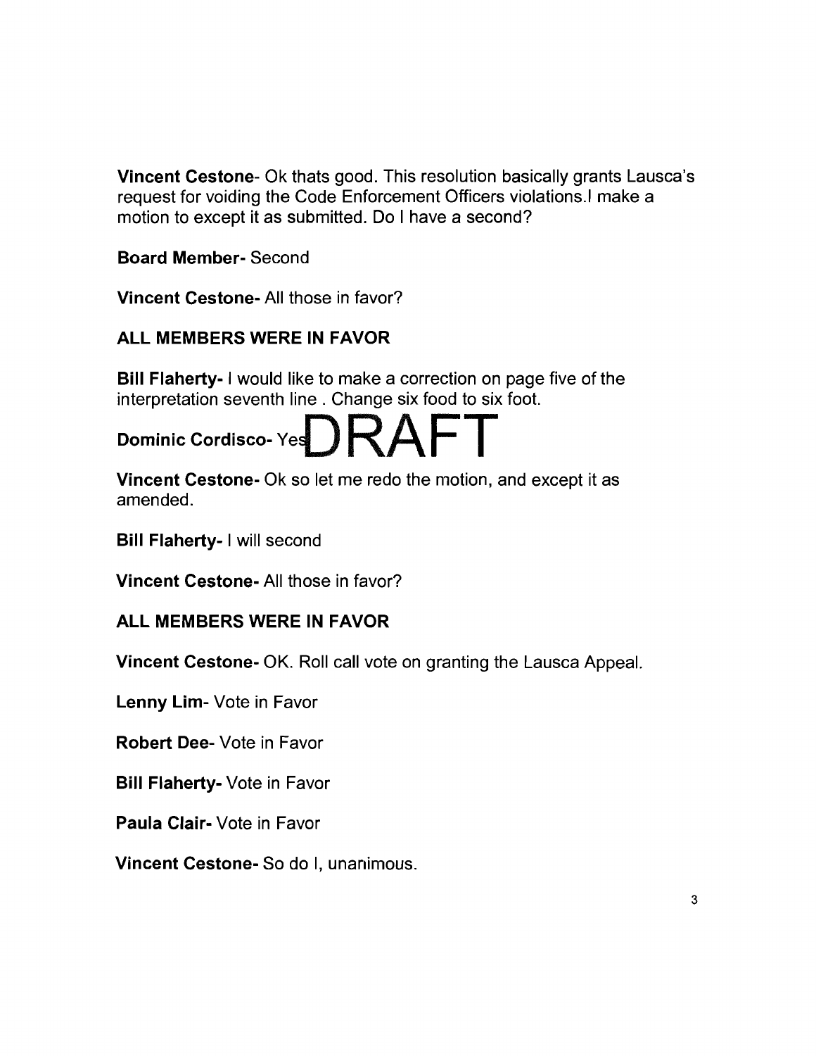**Vincent Cestone**- Ok thats good. This resolution basically grants Lausca's request for voiding the Code Enforcement Officers violations.I make a motion to except it as submitted. Do I have a second?

**Board Member**- Second

**Vincent Cestone**- All those in favor?

**ALL MEMBERS WERE IN FAVOR**

**Bill Flaherty**- I would like to make a correction on page five of the interpretation seventh line . Change six food to six foot.

**Dominic Cordisco**- Yes

DRAFT

**Vincent Cestone**- Ok so let me redo the motion, and except it as amended.

**Bill Flaherty**- I will second

**Vincent Cestone**- All those in favor?

**ALL MEMBERS WERE IN FAVOR**

**Vincent Cestone**- OK. Roll call vote on granting the Lausca Appeal.

**Lenny Lim**- Vote in Favor

**Robert Dee**- Vote in Favor

**Bill Flaherty**- Vote in Favor

**Paula Clair**- Vote in Favor

**Vincent Cestone**- So do I, unanimous.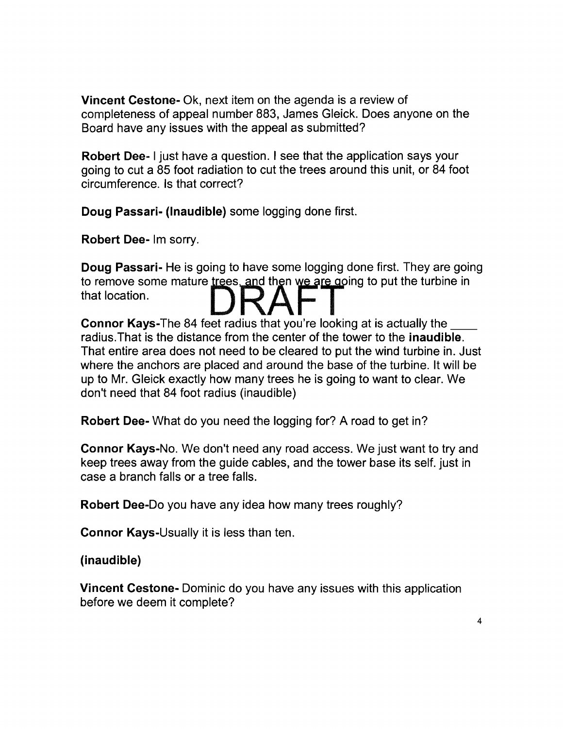**Vincent Cestone-** Ok, next item on the agenda is a review of completeness of appeal number 883, James Gleick. Does anyone on the Board have any issues with the appeal as submitted?

**Robert Dee-** I just have a question. I see that the application says your going to cut a 85 foot radiation to cut the trees around this unit, or 84 foot circumference. Is that correct?

**Doug Passari- (Inaudible)** some logging done first.

**Robert Dee-** Im sorry.

**Doug Passari-** He is going to have some logging done first. They are going to remove some mature trees, and then we are going to put the turbine in that location.

DRAFT

**Connor Kays-**The 84 feet radius that you're looking at is actually the ____ radius.That is the distance from the center of the tower to the **inaudible**. That entire area does not need to be cleared to put the wind turbine in. Just where the anchors are placed and around the base of the turbine. It will be up to Mr. Gleick exactly how many trees he is going to want to clear. We don't need that 84 foot radius (inaudible)

**Robert Dee-** What do you need the logging for? A road to get in?

**Connor Kays-**No. We don't need any road access. We just want to try and keep trees away from the guide cables, and the tower base its self. just in case a branch falls or a tree falls.

**Robert Dee-**Do you have any idea how many trees roughly?

**Connor Kays-**Usually it is less than ten.

**(inaudible)**

**Vincent Cestone-** Dominic do you have any issues with this application before we deem it complete?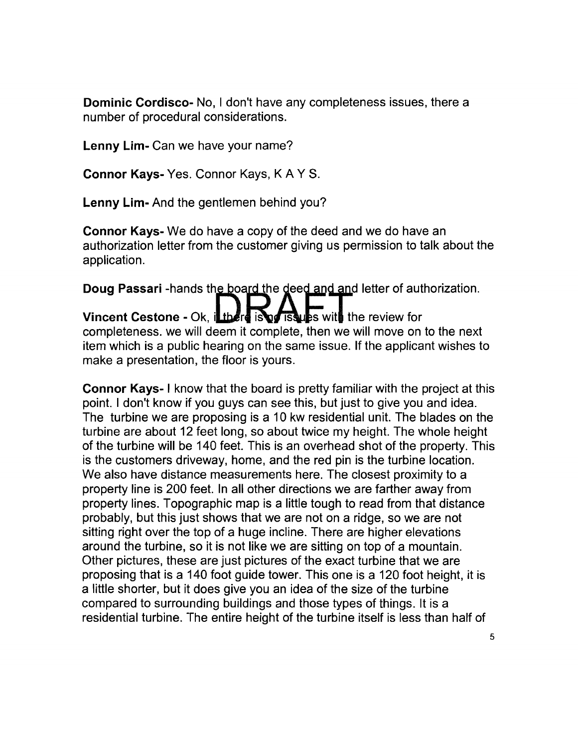**Dominic Cordisco-** No, I don't have any completeness issues, there a number of procedural considerations.

**Lenny Lim-** Can we have your name?

**Connor Kays-** Yes. Connor Kays, K A Y S.

**Lenny Lim-** And the gentlemen behind you?

**Connor Kays-** We do have a copy of the deed and we do have an authorization letter from the customer giving us permission to talk about the application.

**Doug Passari** -hands the board the deed and and letter of authorization.

**Vincent Cestone -** Ok, if there is no issues with the review for completeness. we will deem it complete, then we will move on to the next item which is a public hearing on the same issue. If the applicant wishes to make a presentation, the floor is yours.

**Connor Kays-** I know that the board is pretty familiar with the project at this point. I don't know if you guys can see this, but just to give you and idea. The turbine we are proposing is a 10 kw residential unit. The blades on the turbine are about 12 feet long, so about twice my height. The whole height of the turbine will be 140 feet. This is an overhead shot of the property. This is the customers driveway, home, and the red pin is the turbine location. We also have distance measurements here. The closest proximity to a property line is 200 feet. In all other directions we are farther away from property lines. Topographic map is a little tough to read from that distance probably, but this just shows that we are not on a ridge, so we are not sitting right over the top of a huge incline. There are higher elevations around the turbine, so it is not like we are sitting on top of a mountain. Other pictures, these are just pictures of the exact turbine that we are proposing that is a 140 foot guide tower. This one is a 120 foot height, it is a little shorter, but it does give you an idea of the size of the turbine compared to surrounding buildings and those types of things. It is a residential turbine. The entire height of the turbine itself is less than half of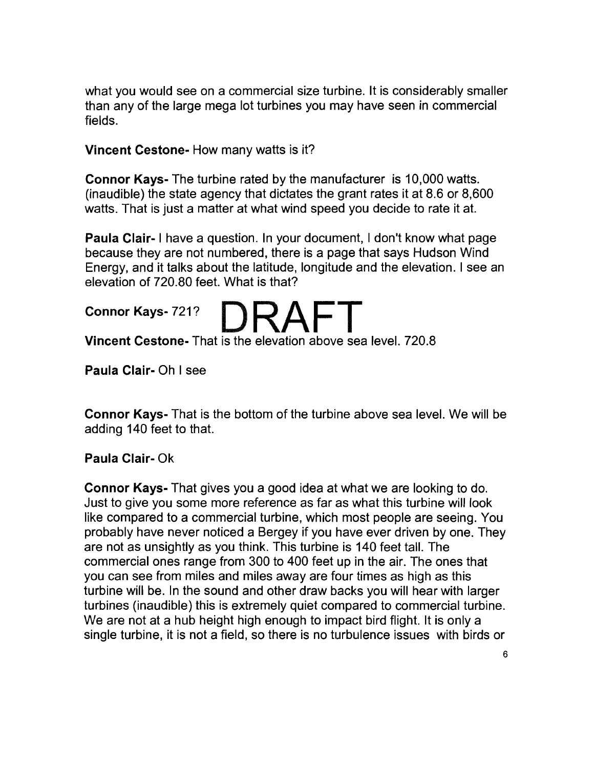what you would see on a commercial size turbine. It is considerably smaller than any of the large mega lot turbines you may have seen in commercial fields.

**Vincent Cestone-** How many watts is it?

**Connor Kays-** The turbine rated by the manufacturer is 10,000 watts. (inaudible) the state agency that dictates the grant rates it at 8.6 or 8,600 watts. That is just a matter at what wind speed you decide to rate it at.

**Paula Clair-** I have a question. In your document, I don't know what page because they are not numbered, there is a page that says Hudson Wind Energy, and it talks about the latitude, longitude and the elevation. I see an elevation of 720.80 feet. What is that?

**Connor Kays-** 721?

DRAFT

**Vincent Cestone-** That is the elevation above sea level. 720.8

**Paula Clair-** Oh I see

**Connor Kays-** That is the bottom of the turbine above sea level. We will be adding 140 feet to that.

**Paula Clair-** Ok

**Connor Kays-** That gives you a good idea at what we are looking to do. Just to give you some more reference as far as what this turbine will look like compared to a commercial turbine, which most people are seeing. You probably have never noticed a Bergey if you have ever driven by one. They are not as unsightly as you think. This turbine is 140 feet tall. The commercial ones range from 300 to 400 feet up in the air. The ones that you can see from miles and miles away are four times as high as this turbine will be. In the sound and other draw backs you will hear with larger turbines (inaudible) this is extremely quiet compared to commercial turbine. We are not at a hub height high enough to impact bird flight. It is only a single turbine, it is not a field, so there is no turbulence issues with birds or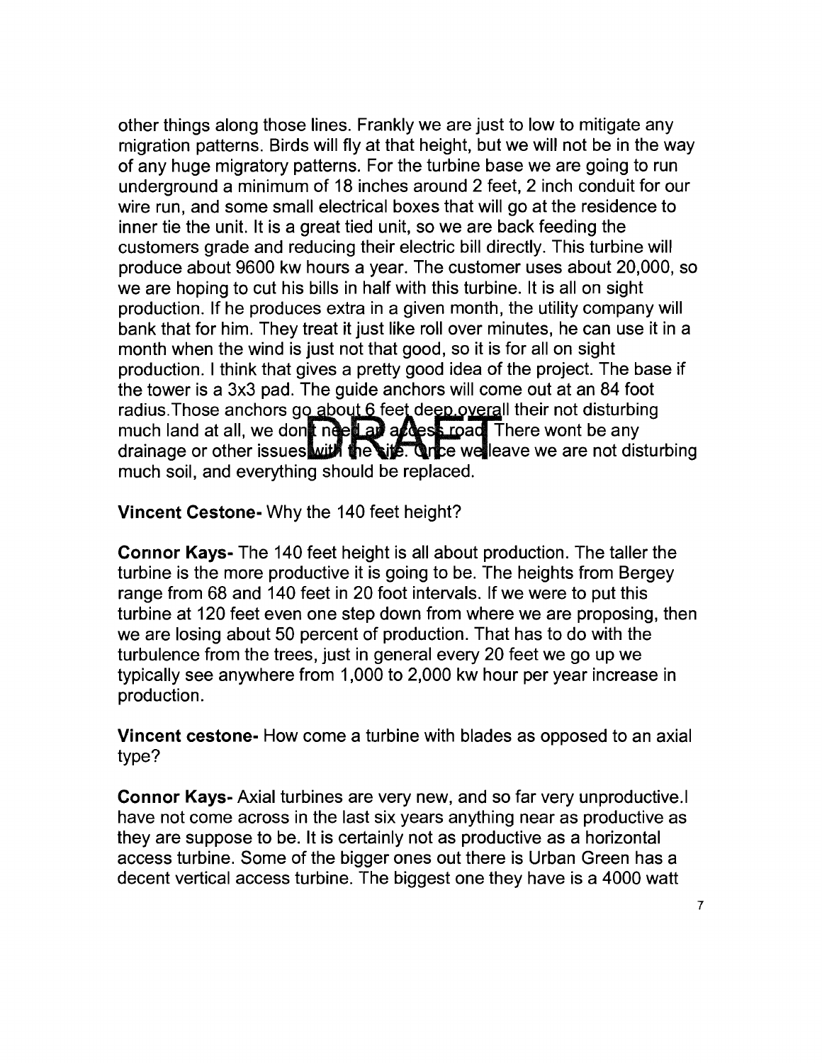other things along those lines. Frankly we are just to low to mitigate any migration patterns. Birds will fly at that height, but we will not be in the way of any huge migratory patterns. For the turbine base we are going to run underground a minimum of 18 inches around 2 feet, 2 inch conduit for our wire run, and some small electrical boxes that will go at the residence to inner tie the unit. It is a great tied unit, so we are back feeding the customers grade and reducing their electric bill directly. This turbine will produce about 9600 kw hours a year. The customer uses about 20,000, so we are hoping to cut his bills in half with this turbine. It is all on sight production. If he produces extra in a given month, the utility company will bank that for him. They treat it just like roll over minutes, he can use it in a month when the wind is just not that good, so it is for all on sight production. I think that gives a pretty good idea of the project. The base if the tower is a 3x3 pad. The guide anchors will come out at an 84 foot radius.Those anchors go about 6 feet deep overall their not disturbing much land at all, we dont need an access road. There wont be any drainage or other issues with the site. Once we leave we are not disturbing much soil, and everything should be replaced.

**Vincent Cestone-** Why the 140 feet height?

**Connor Kays-** The 140 feet height is all about production. The taller the turbine is the more productive it is going to be. The heights from Bergey range from 68 and 140 feet in 20 foot intervals. If we were to put this turbine at 120 feet even one step down from where we are proposing, then we are losing about 50 percent of production. That has to do with the turbulence from the trees, just in general every 20 feet we go up we typically see anywhere from 1,000 to 2,000 kw hour per year increase in production.

**Vincent cestone-** How come a turbine with blades as opposed to an axial type?

**Connor Kays-** Axial turbines are very new, and so far very unproductive.I have not come across in the last six years anything near as productive as they are suppose to be. It is certainly not as productive as a horizontal access turbine. Some of the bigger ones out there is Urban Green has a decent vertical access turbine. The biggest one they have is a 4000 watt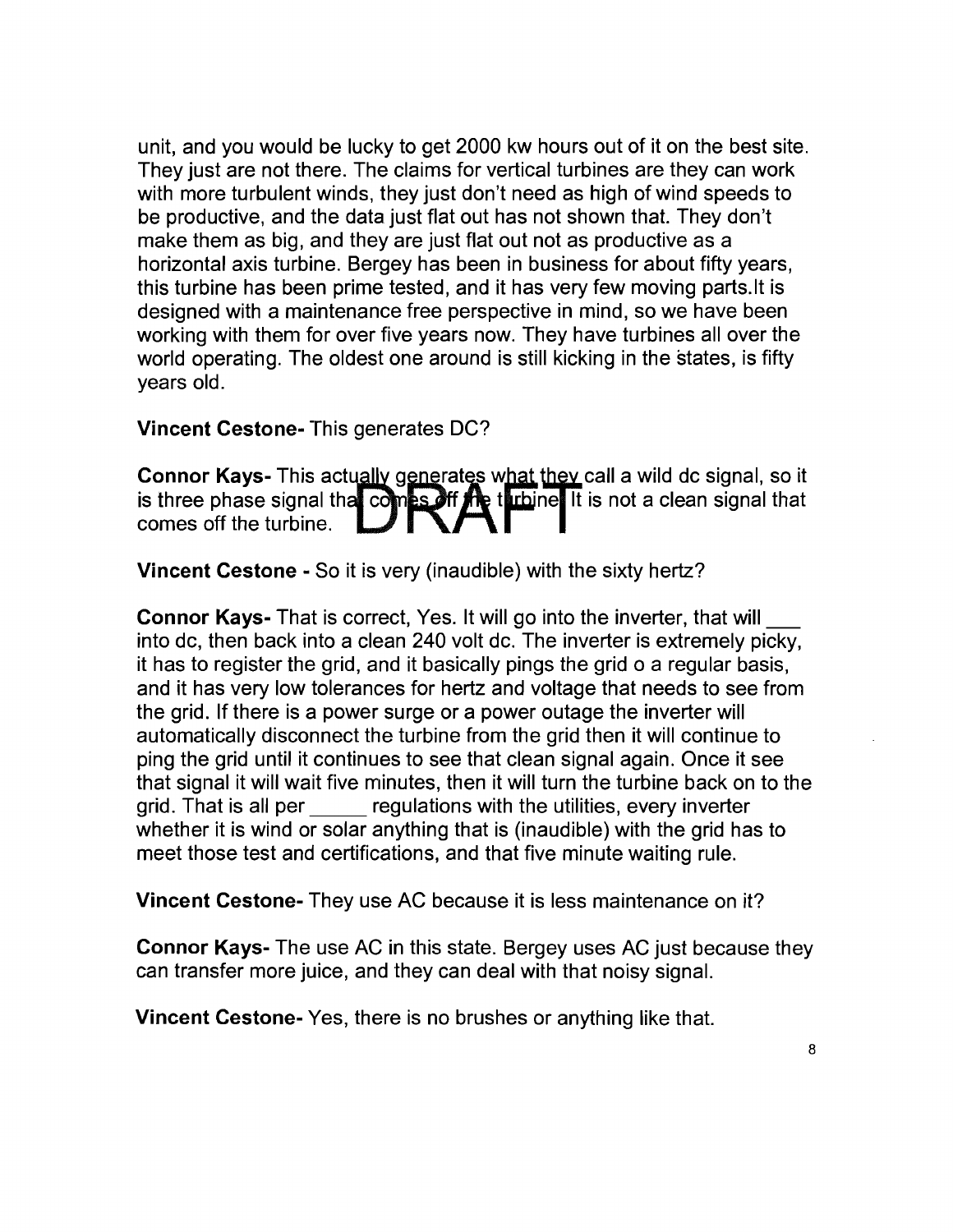unit, and you would be lucky to get 2000 kw hours out of it on the best site. They just are not there. The claims for vertical turbines are they can work with more turbulent winds, they just don't need as high of wind speeds to be productive, and the data just flat out has not shown that. They don't make them as big, and they are just flat out not as productive as a horizontal axis turbine. Bergey has been in business for about fifty years, this turbine has been prime tested, and it has very few moving parts.It is designed with a maintenance free perspective in mind, so we have been working with them for over five years now. They have turbines all over the world operating. The oldest one around is still kicking in the states, is fifty years old.

**Vincent Cestone-** This generates DC?

**Connor Kays-** This actually generates what they call a wild dc signal, so it is three phase signal that comes off the turbine. It is not a clean signal that comes off the turbine.

**Vincent Cestone -** So it is very (inaudible) with the sixty hertz?

**Connor Kays-** That is correct, Yes. It will go into the inverter, that will ___ into dc, then back into a clean 240 volt dc. The inverter is extremely picky, it has to register the grid, and it basically pings the grid o a regular basis, and it has very low tolerances for hertz and voltage that needs to see from the grid. If there is a power surge or a power outage the inverter will automatically disconnect the turbine from the grid then it will continue to ping the grid until it continues to see that clean signal again. Once it see that signal it will wait five minutes, then it will turn the turbine back on to the grid. That is all per _____ regulations with the utilities, every inverter whether it is wind or solar anything that is (inaudible) with the grid has to meet those test and certifications, and that five minute waiting rule.

**Vincent Cestone-** They use AC because it is less maintenance on it?

**Connor Kays-** The use AC in this state. Bergey uses AC just because they can transfer more juice, and they can deal with that noisy signal.

**Vincent Cestone-** Yes, there is no brushes or anything like that.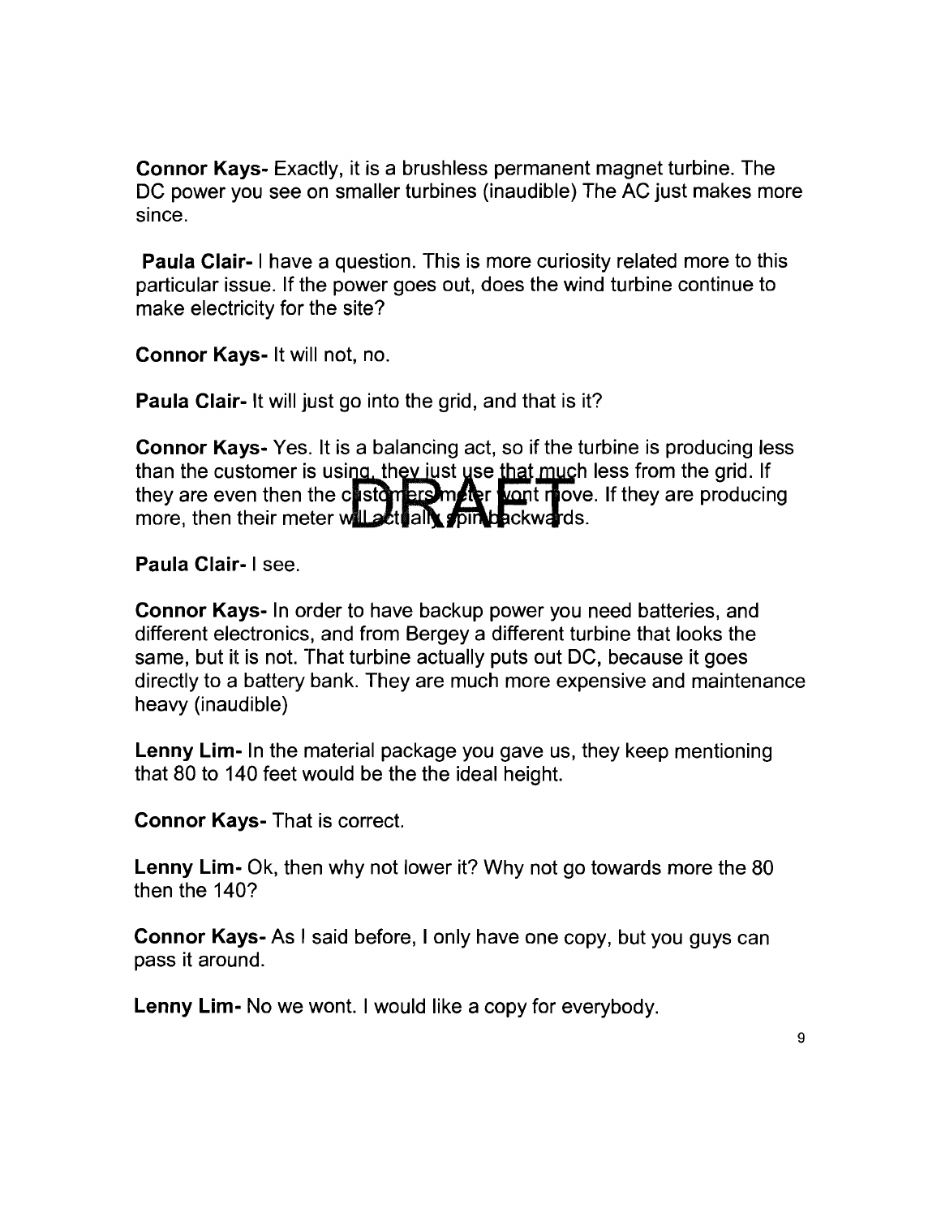**Connor Kays-** Exactly, it is a brushless permanent magnet turbine. The DC power you see on smaller turbines (inaudible) The AC just makes more since.

**Paula Clair-** I have a question. This is more curiosity related more to this particular issue. If the power goes out, does the wind turbine continue to make electricity for the site?

**Connor Kays-** It will not, no.

**Paula Clair-** It will just go into the grid, and that is it?

**Connor Kays-** Yes. It is a balancing act, so if the turbine is producing less than the customer is using, they just use that much less from the grid. If they are even then the customers meter wont move. If they are producing more, then their meter will actually spin backwards.

**Paula Clair-** I see.

**Connor Kays-** In order to have backup power you need batteries, and different electronics, and from Bergey a different turbine that looks the same, but it is not. That turbine actually puts out DC, because it goes directly to a battery bank. They are much more expensive and maintenance heavy (inaudible)

**Lenny Lim-** In the material package you gave us, they keep mentioning that 80 to 140 feet would be the the ideal height.

**Connor Kays-** That is correct.

**Lenny Lim-** Ok, then why not lower it? Why not go towards more the 80 then the 140?

**Connor Kays-** As I said before, I only have one copy, but you guys can pass it around.

**Lenny Lim-** No we wont. I would like a copy for everybody.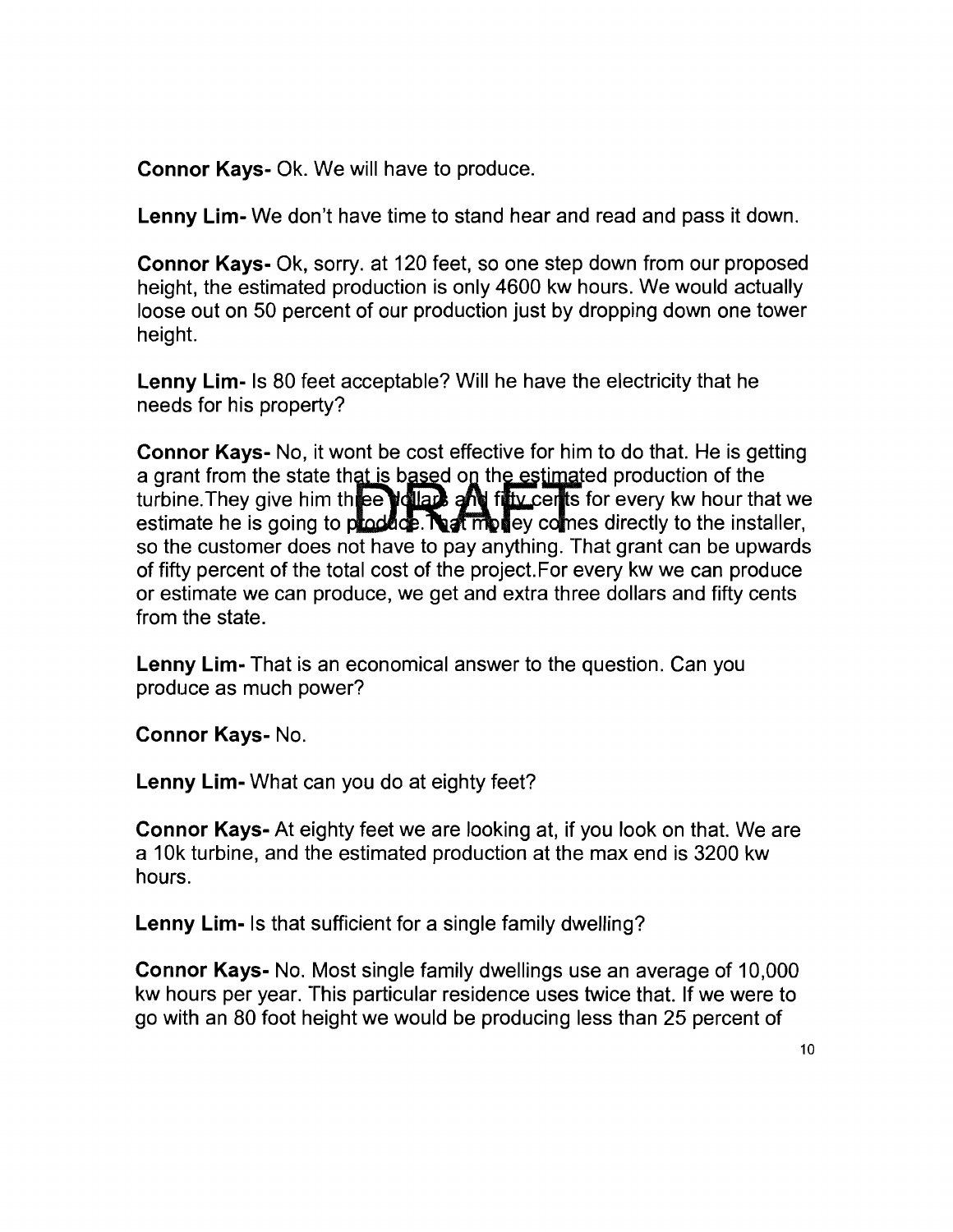**Connor Kays-** Ok. We will have to produce.

**Lenny Lim-** We don't have time to stand hear and read and pass it down.

**Connor Kays-** Ok, sorry. at 120 feet, so one step down from our proposed height, the estimated production is only 4600 kw hours. We would actually loose out on 50 percent of our production just by dropping down one tower height.

**Lenny Lim-** Is 80 feet acceptable? Will he have the electricity that he needs for his property?

**Connor Kays-** No, it wont be cost effective for him to do that. He is getting a grant from the state that is based on the estimated production of the turbine.They give him three dollars and fifty cents for every kw hour that we estimate he is going to produce.That money comes directly to the installer, so the customer does not have to pay anything. That grant can be upwards of fifty percent of the total cost of the project.For every kw we can produce or estimate we can produce, we get and extra three dollars and fifty cents from the state.

**Lenny Lim-** That is an economical answer to the question. Can you produce as much power?

**Connor Kays-** No.

**Lenny Lim-** What can you do at eighty feet?

**Connor Kays-** At eighty feet we are looking at, if you look on that. We are a 10k turbine, and the estimated production at the max end is 3200 kw hours.

**Lenny Lim-** Is that sufficient for a single family dwelling?

**Connor Kays-** No. Most single family dwellings use an average of 10,000 kw hours per year. This particular residence uses twice that. If we were to go with an 80 foot height we would be producing less than 25 percent of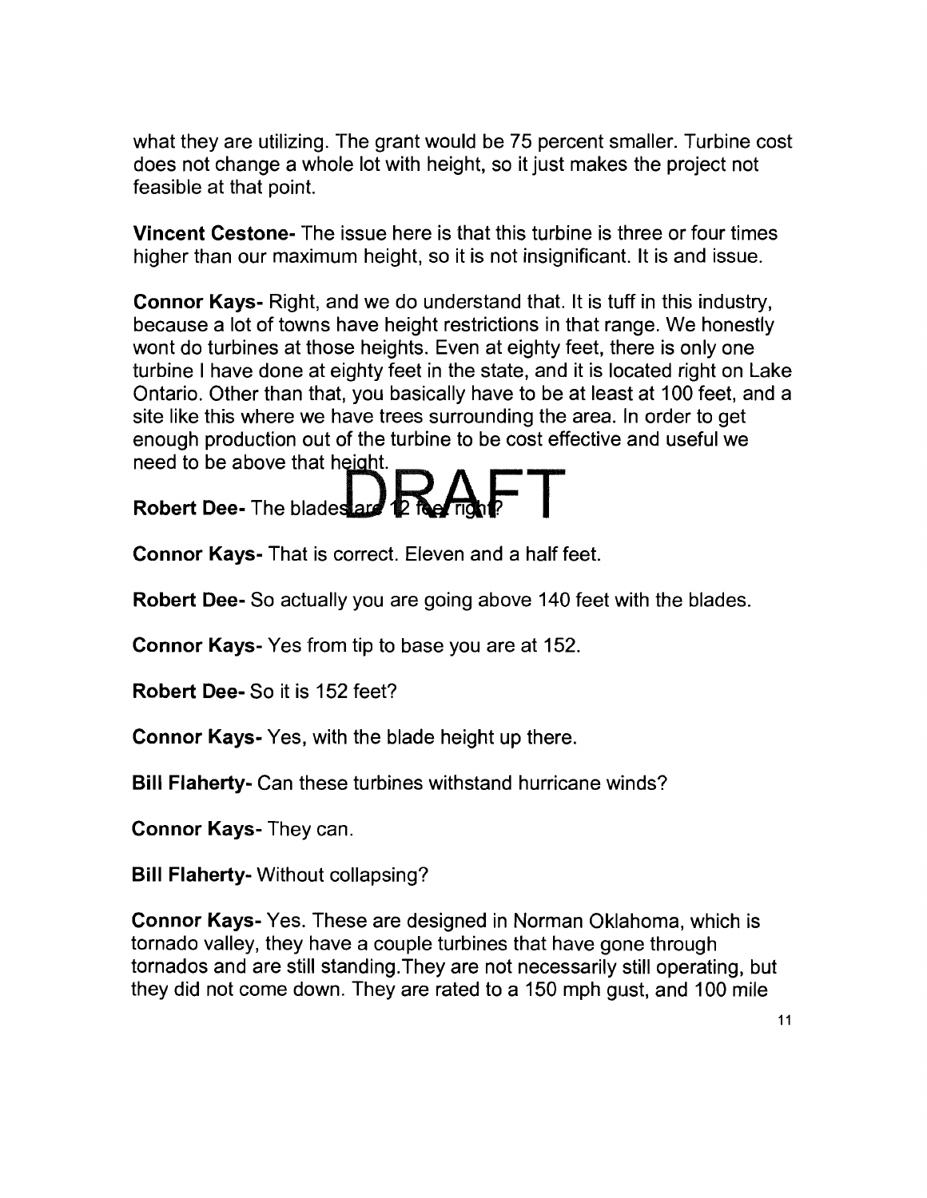what they are utilizing. The grant would be 75 percent smaller. Turbine cost does not change a whole lot with height, so it just makes the project not feasible at that point.

**Vincent Cestone-** The issue here is that this turbine is three or four times higher than our maximum height, so it is not insignificant. It is and issue.

**Connor Kays-** Right, and we do understand that. It is tuff in this industry, because a lot of towns have height restrictions in that range. We honestly wont do turbines at those heights. Even at eighty feet, there is only one turbine I have done at eighty feet in the state, and it is located right on Lake Ontario. Other than that, you basically have to be at least at 100 feet, and a site like this where we have trees surrounding the area. In order to get enough production out of the turbine to be cost effective and useful we need to be above that height.

**Robert Dee-** The blades are 12 feet right?

**Connor Kays-** That is correct. Eleven and a half feet.

**Robert Dee-** So actually you are going above 140 feet with the blades.

**Connor Kays-** Yes from tip to base you are at 152.

**Robert Dee-** So it is 152 feet?

**Connor Kays-** Yes, with the blade height up there.

**Bill Flaherty-** Can these turbines withstand hurricane winds?

**Connor Kays-** They can.

**Bill Flaherty-** Without collapsing?

**Connor Kays-** Yes. These are designed in Norman Oklahoma, which is tornado valley, they have a couple turbines that have gone through tornados and are still standing.They are not necessarily still operating, but they did not come down. They are rated to a 150 mph gust, and 100 mile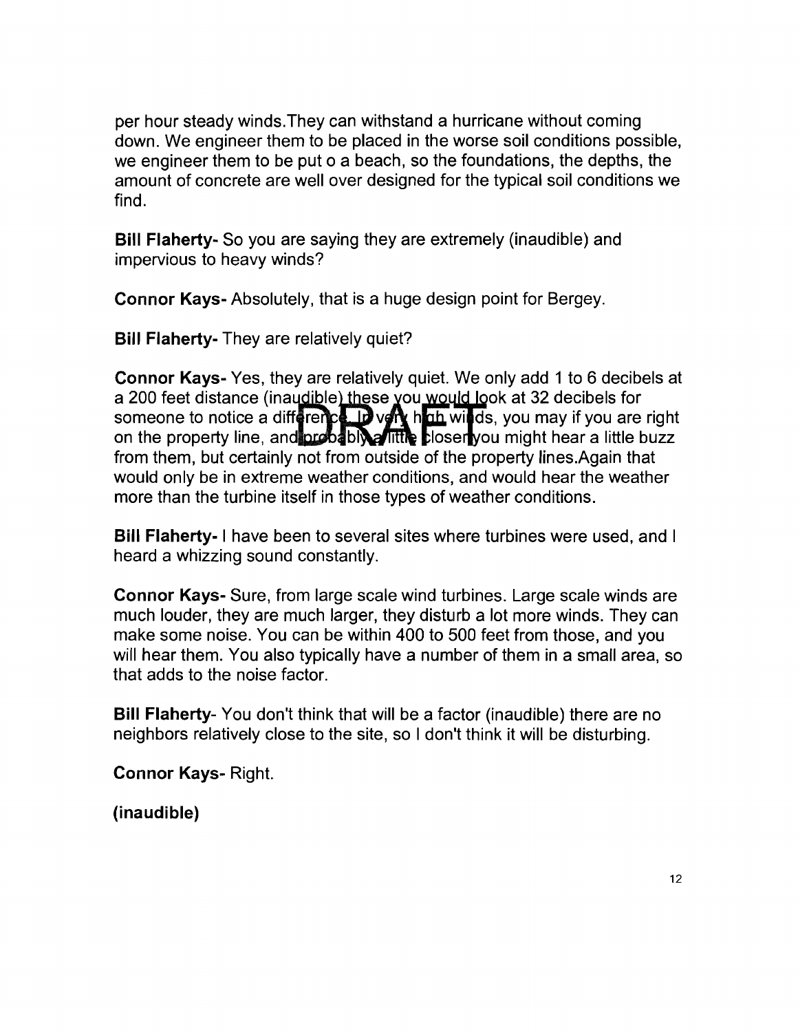per hour steady winds.They can withstand a hurricane without coming down. We engineer them to be placed in the worse soil conditions possible, we engineer them to be put o a beach, so the foundations, the depths, the amount of concrete are well over designed for the typical soil conditions we find.

**Bill Flaherty-** So you are saying they are extremely (inaudible) and impervious to heavy winds?

**Connor Kays-** Absolutely, that is a huge design point for Bergey.

**Bill Flaherty-** They are relatively quiet?

**Connor Kays-** Yes, they are relatively quiet. We only add 1 to 6 decibels at a 200 feet distance (inaudible) these you would look at 32 decibels for someone to notice a difference. In very high winds, you may if you are right on the property line, and probably a little closer you might hear a little buzz from them, but certainly not from outside of the property lines.Again that would only be in extreme weather conditions, and would hear the weather more than the turbine itself in those types of weather conditions.

**Bill Flaherty-** I have been to several sites where turbines were used, and I heard a whizzing sound constantly.

**Connor Kays-** Sure, from large scale wind turbines. Large scale winds are much louder, they are much larger, they disturb a lot more winds. They can make some noise. You can be within 400 to 500 feet from those, and you will hear them. You also typically have a number of them in a small area, so that adds to the noise factor.

**Bill Flaherty**- You don't think that will be a factor (inaudible) there are no neighbors relatively close to the site, so I don't think it will be disturbing.

**Connor Kays-** Right.

**(inaudible)**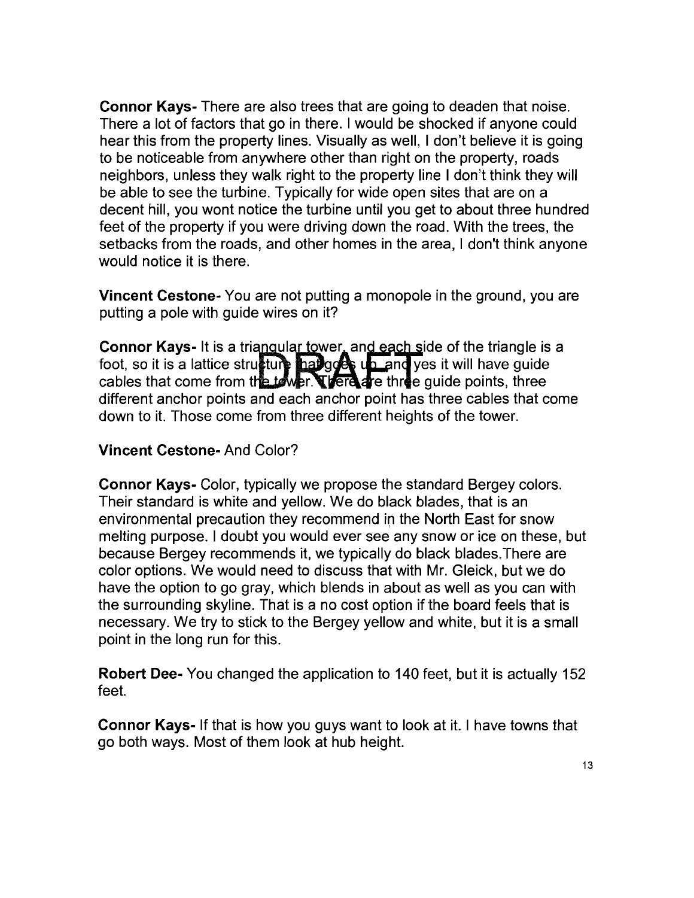**Connor Kays-** There are also trees that are going to deaden that noise. There a lot of factors that go in there. I would be shocked if anyone could hear this from the property lines. Visually as well, I don't believe it is going to be noticeable from anywhere other than right on the property, roads neighbors, unless they walk right to the property line I don't think they will be able to see the turbine. Typically for wide open sites that are on a decent hill, you wont notice the turbine until you get to about three hundred feet of the property if you were driving down the road. With the trees, the setbacks from the roads, and other homes in the area, I don't think anyone would notice it is there.

**Vincent Cestone-** You are not putting a monopole in the ground, you are putting a pole with guide wires on it?

**Connor Kays-** It is a triangular tower, and each side of the triangle is a foot, so it is a lattice structure that goes up and yes it will have guide cables that come from the tower. There are three guide points, three different anchor points and each anchor point has three cables that come down to it. Those come from three different heights of the tower.

**Vincent Cestone-** And Color?

**Connor Kays-** Color, typically we propose the standard Bergey colors. Their standard is white and yellow. We do black blades, that is an environmental precaution they recommend in the North East for snow melting purpose. I doubt you would ever see any snow or ice on these, but because Bergey recommends it, we typically do black blades.There are color options. We would need to discuss that with Mr. Gleick, but we do have the option to go gray, which blends in about as well as you can with the surrounding skyline. That is a no cost option if the board feels that is necessary. We try to stick to the Bergey yellow and white, but it is a small point in the long run for this.

**Robert Dee-** You changed the application to 140 feet, but it is actually 152 feet.

**Connor Kays-** If that is how you guys want to look at it. I have towns that go both ways. Most of them look at hub height.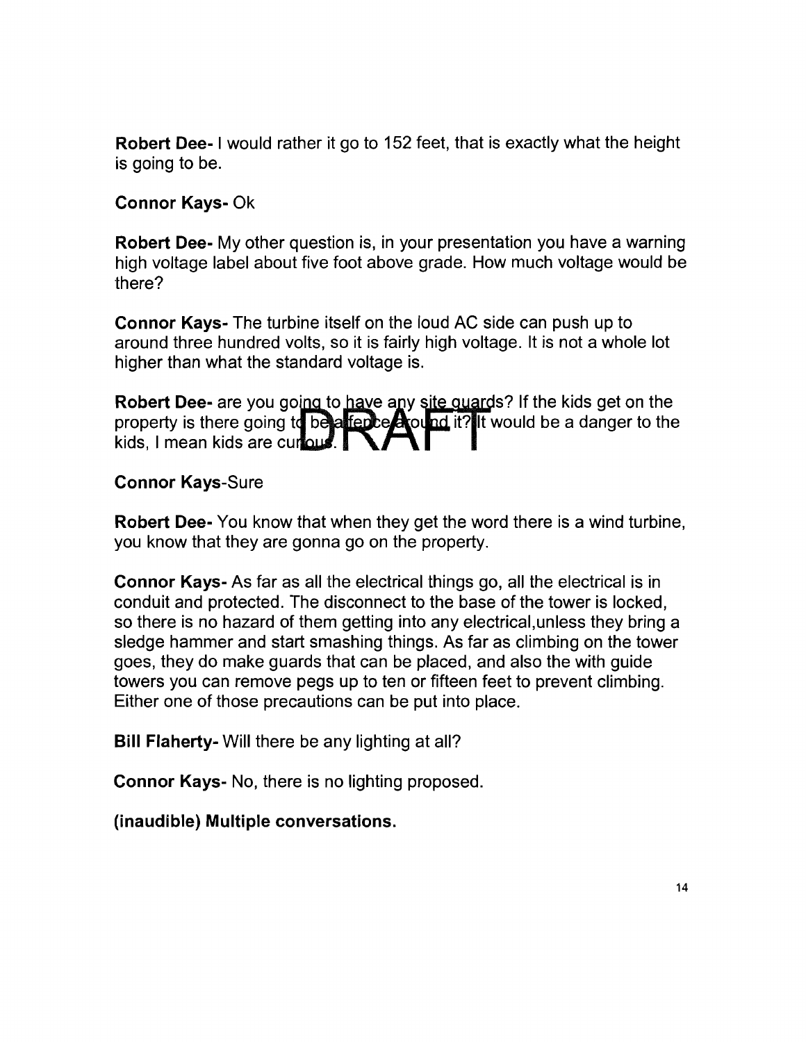**Robert Dee-** I would rather it go to 152 feet, that is exactly what the height is going to be.

**Connor Kays-** Ok

**Robert Dee-** My other question is, in your presentation you have a warning high voltage label about five foot above grade. How much voltage would be there?

**Connor Kays-** The turbine itself on the loud AC side can push up to around three hundred volts, so it is fairly high voltage. It is not a whole lot higher than what the standard voltage is.

**Robert Dee-** are you going to have any site guards? If the kids get on the property is there going to be a fence around it? It would be a danger to the kids, I mean kids are curious.

**Connor Kays**-Sure

**Robert Dee-** You know that when they get the word there is a wind turbine, you know that they are gonna go on the property.

**Connor Kays-** As far as all the electrical things go, all the electrical is in conduit and protected. The disconnect to the base of the tower is locked, so there is no hazard of them getting into any electrical,unless they bring a sledge hammer and start smashing things. As far as climbing on the tower goes, they do make guards that can be placed, and also the with guide towers you can remove pegs up to ten or fifteen feet to prevent climbing. Either one of those precautions can be put into place.

**Bill Flaherty-** Will there be any lighting at all?

**Connor Kays-** No, there is no lighting proposed.

**(inaudible) Multiple conversations.**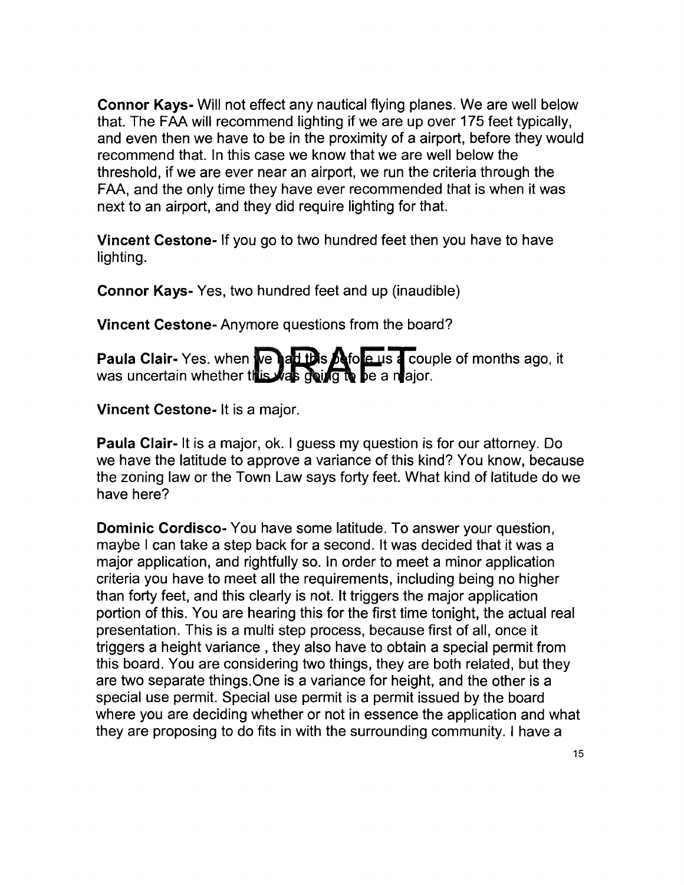**Connor Kays-** Will not effect any nautical flying planes. We are well below that. The FAA will recommend lighting if we are up over 175 feet typically, and even then we have to be in the proximity of a airport, before they would recommend that. In this case we know that we are well below the threshold, if we are ever near an airport, we run the criteria through the FAA, and the only time they have ever recommended that is when it was next to an airport, and they did require lighting for that.

**Vincent Cestone-** If you go to two hundred feet then you have to have lighting.

**Connor Kays-** Yes, two hundred feet and up (inaudible)

**Vincent Cestone-** Anymore questions from the board?

**Paula Clair-** Yes. when we had this before us a couple of months ago, it was uncertain whether this was going to be a major.

**Vincent Cestone-** It is a major.

**Paula Clair-** It is a major, ok. I guess my question is for our attorney. Do we have the latitude to approve a variance of this kind? You know, because the zoning law or the Town Law says forty feet. What kind of latitude do we have here?

**Dominic Cordisco-** You have some latitude. To answer your question, maybe I can take a step back for a second. It was decided that it was a major application, and rightfully so. In order to meet a minor application criteria you have to meet all the requirements, including being no higher than forty feet, and this clearly is not. It triggers the major application portion of this. You are hearing this for the first time tonight, the actual real presentation. This is a multi step process, because first of all, once it triggers a height variance , they also have to obtain a special permit from this board. You are considering two things, they are both related, but they are two separate things.One is a variance for height, and the other is a special use permit. Special use permit is a permit issued by the board where you are deciding whether or not in essence the application and what they are proposing to do fits in with the surrounding community. I have a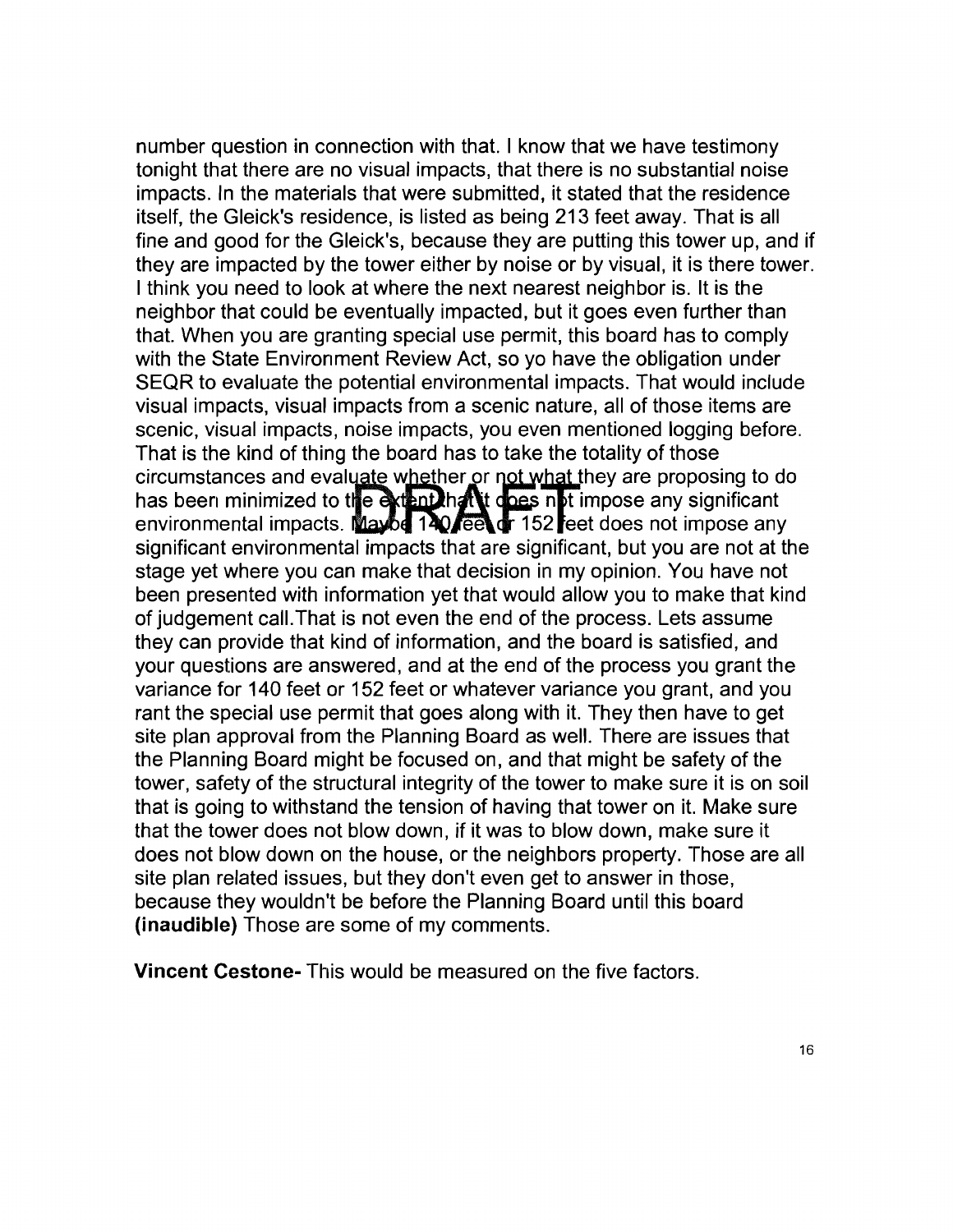number question in connection with that. I know that we have testimony tonight that there are no visual impacts, that there is no substantial noise impacts. In the materials that were submitted, it stated that the residence itself, the Gleick's residence, is listed as being 213 feet away. That is all fine and good for the Gleick's, because they are putting this tower up, and if they are impacted by the tower either by noise or by visual, it is there tower. I think you need to look at where the next nearest neighbor is. It is the neighbor that could be eventually impacted, but it goes even further than that. When you are granting special use permit, this board has to comply with the State Environment Review Act, so yo have the obligation under SEQR to evaluate the potential environmental impacts. That would include visual impacts, visual impacts from a scenic nature, all of those items are scenic, visual impacts, noise impacts, you even mentioned logging before. That is the kind of thing the board has to take the totality of those circumstances and evaluate whether or not what they are proposing to do has been minimized to the extent that it does not impose any significant environmental impacts. Maybe 140 feet or 152 feet does not impose any significant environmental impacts that are significant, but you are not at the stage yet where you can make that decision in my opinion. You have not been presented with information yet that would allow you to make that kind of judgement call.That is not even the end of the process. Lets assume they can provide that kind of information, and the board is satisfied, and your questions are answered, and at the end of the process you grant the variance for 140 feet or 152 feet or whatever variance you grant, and you rant the special use permit that goes along with it. They then have to get site plan approval from the Planning Board as well. There are issues that the Planning Board might be focused on, and that might be safety of the tower, safety of the structural integrity of the tower to make sure it is on soil that is going to withstand the tension of having that tower on it. Make sure that the tower does not blow down, if it was to blow down, make sure it does not blow down on the house, or the neighbors property. Those are all site plan related issues, but they don't even get to answer in those, because they wouldn't be before the Planning Board until this board **(inaudible)** Those are some of my comments.

**Vincent Cestone-** This would be measured on the five factors.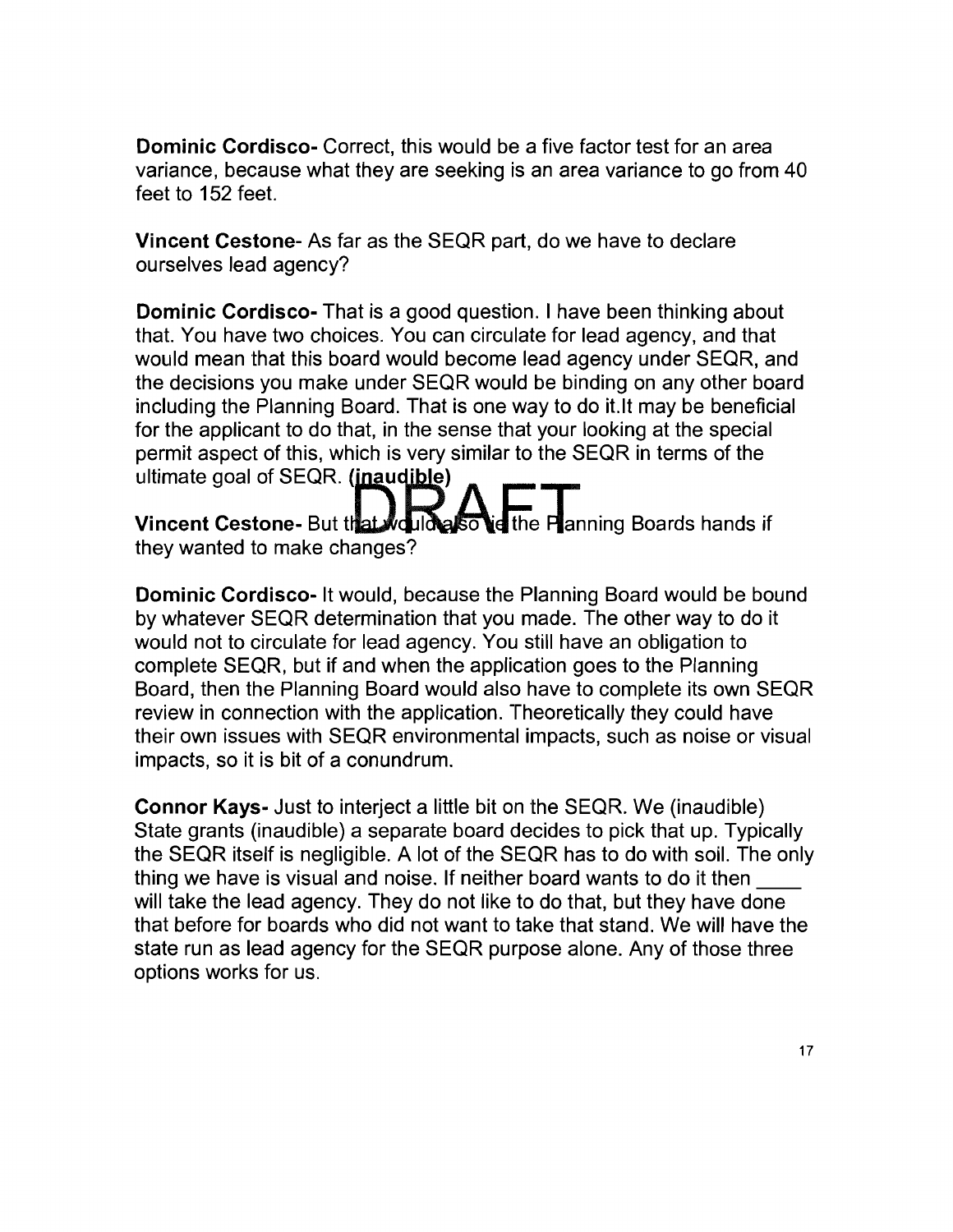**Dominic Cordisco-** Correct, this would be a five factor test for an area variance, because what they are seeking is an area variance to go from 40 feet to 152 feet.

**Vincent Cestone**- As far as the SEQR part, do we have to declare ourselves lead agency?

**Dominic Cordisco-** That is a good question. I have been thinking about that. You have two choices. You can circulate for lead agency, and that would mean that this board would become lead agency under SEQR, and the decisions you make under SEQR would be binding on any other board including the Planning Board. That is one way to do it.It may be beneficial for the applicant to do that, in the sense that your looking at the special permit aspect of this, which is very similar to the SEQR in terms of the ultimate goal of SEQR. **(inaudible)**

**Vincent Cestone-** But that would also tie the Planning Boards hands if they wanted to make changes?

**Dominic Cordisco-** It would, because the Planning Board would be bound by whatever SEQR determination that you made. The other way to do it would not to circulate for lead agency. You still have an obligation to complete SEQR, but if and when the application goes to the Planning Board, then the Planning Board would also have to complete its own SEQR review in connection with the application. Theoretically they could have their own issues with SEQR environmental impacts, such as noise or visual impacts, so it is bit of a conundrum.

**Connor Kays-** Just to interject a little bit on the SEQR. We (inaudible) State grants (inaudible) a separate board decides to pick that up. Typically the SEQR itself is negligible. A lot of the SEQR has to do with soil. The only thing we have is visual and noise. If neither board wants to do it then ____ will take the lead agency. They do not like to do that, but they have done that before for boards who did not want to take that stand. We will have the state run as lead agency for the SEQR purpose alone. Any of those three options works for us.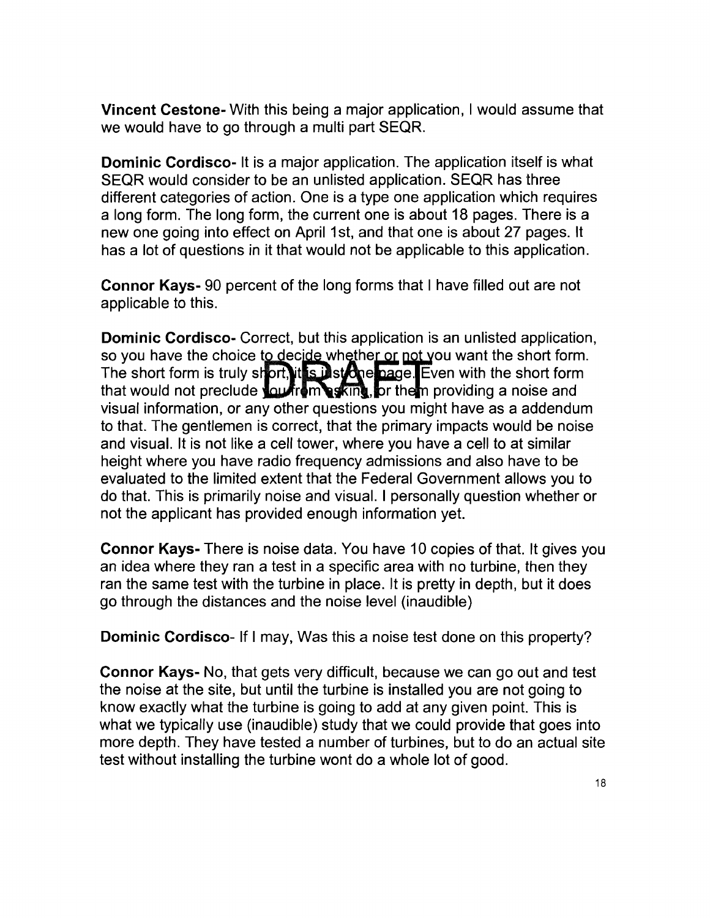**Vincent Cestone-** With this being a major application, I would assume that we would have to go through a multi part SEQR.

**Dominic Cordisco-** It is a major application. The application itself is what SEQR would consider to be an unlisted application. SEQR has three different categories of action. One is a type one application which requires a long form. The long form, the current one is about 18 pages. There is a new one going into effect on April 1st, and that one is about 27 pages. It has a lot of questions in it that would not be applicable to this application.

**Connor Kays-** 90 percent of the long forms that I have filled out are not applicable to this.

**Dominic Cordisco-** Correct, but this application is an unlisted application, so you have the choice to decide whether or not you want the short form. The short form is truly short, it is just one page. Even with the short form that would not preclude you from asking, or them providing a noise and visual information, or any other questions you might have as a addendum to that. The gentlemen is correct, that the primary impacts would be noise and visual. It is not like a cell tower, where you have a cell to at similar height where you have radio frequency admissions and also have to be evaluated to the limited extent that the Federal Government allows you to do that. This is primarily noise and visual. I personally question whether or not the applicant has provided enough information yet.

**Connor Kays-** There is noise data. You have 10 copies of that. It gives you an idea where they ran a test in a specific area with no turbine, then they ran the same test with the turbine in place. It is pretty in depth, but it does go through the distances and the noise level (inaudible)

**Dominic Cordisco**- If I may, Was this a noise test done on this property?

**Connor Kays-** No, that gets very difficult, because we can go out and test the noise at the site, but until the turbine is installed you are not going to know exactly what the turbine is going to add at any given point. This is what we typically use (inaudible) study that we could provide that goes into more depth. They have tested a number of turbines, but to do an actual site test without installing the turbine wont do a whole lot of good.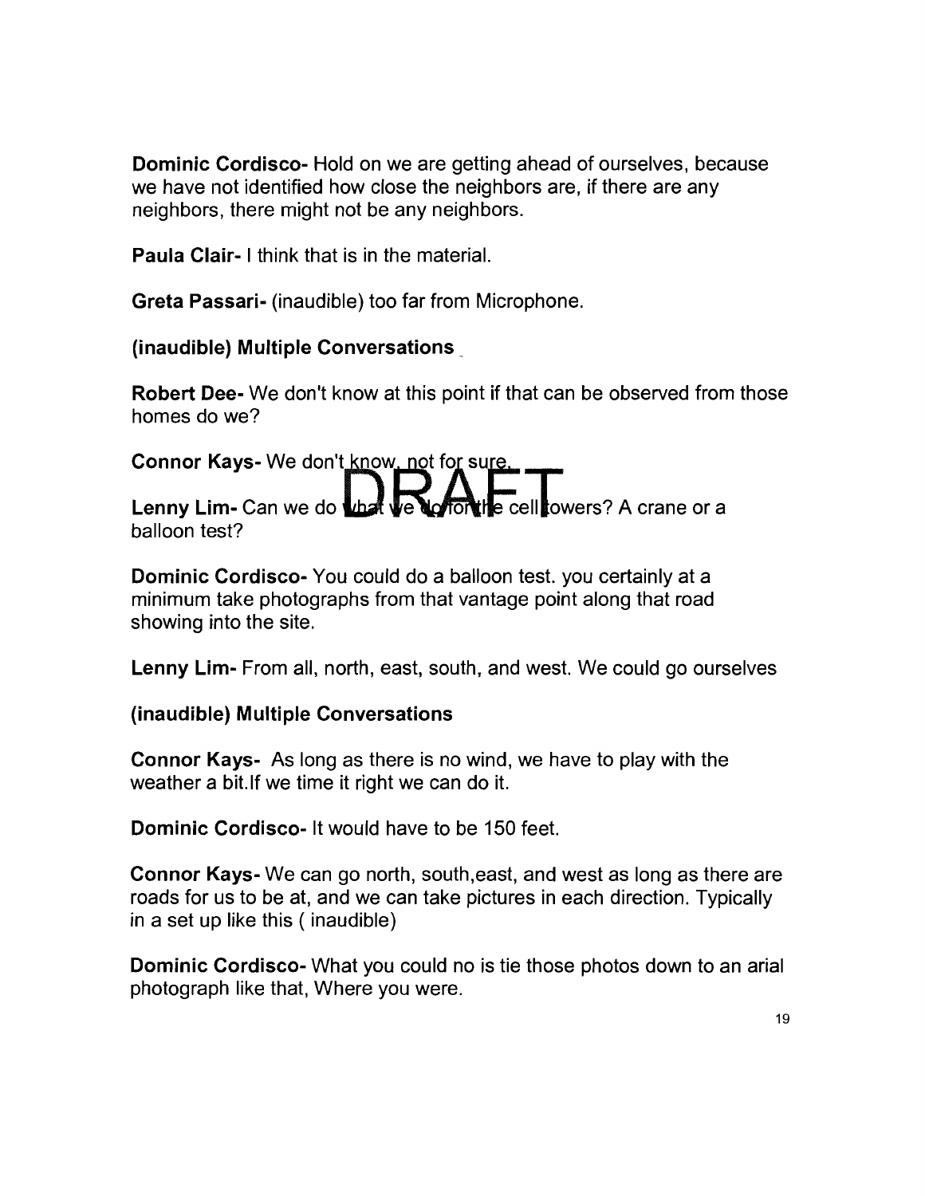**Dominic Cordisco-** Hold on we are getting ahead of ourselves, because we have not identified how close the neighbors are, if there are any neighbors, there might not be any neighbors.

**Paula Clair-** I think that is in the material.

**Greta Passari-** (inaudible) too far from Microphone.

**(inaudible) Multiple Conversations**

**Robert Dee-** We don't know at this point if that can be observed from those homes do we?

**Connor Kays-** We don't know, not for sure.

**Lenny Lim-** Can we do what we do for the cell towers? A crane or a balloon test?

**Dominic Cordisco-** You could do a balloon test. you certainly at a minimum take photographs from that vantage point along that road showing into the site.

**Lenny Lim-** From all, north, east, south, and west. We could go ourselves

**(inaudible) Multiple Conversations**

**Connor Kays-** As long as there is no wind, we have to play with the weather a bit.If we time it right we can do it.

**Dominic Cordisco-** It would have to be 150 feet.

**Connor Kays-** We can go north, south,east, and west as long as there are roads for us to be at, and we can take pictures in each direction. Typically in a set up like this ( inaudible)

**Dominic Cordisco-** What you could no is tie those photos down to an arial photograph like that, Where you were.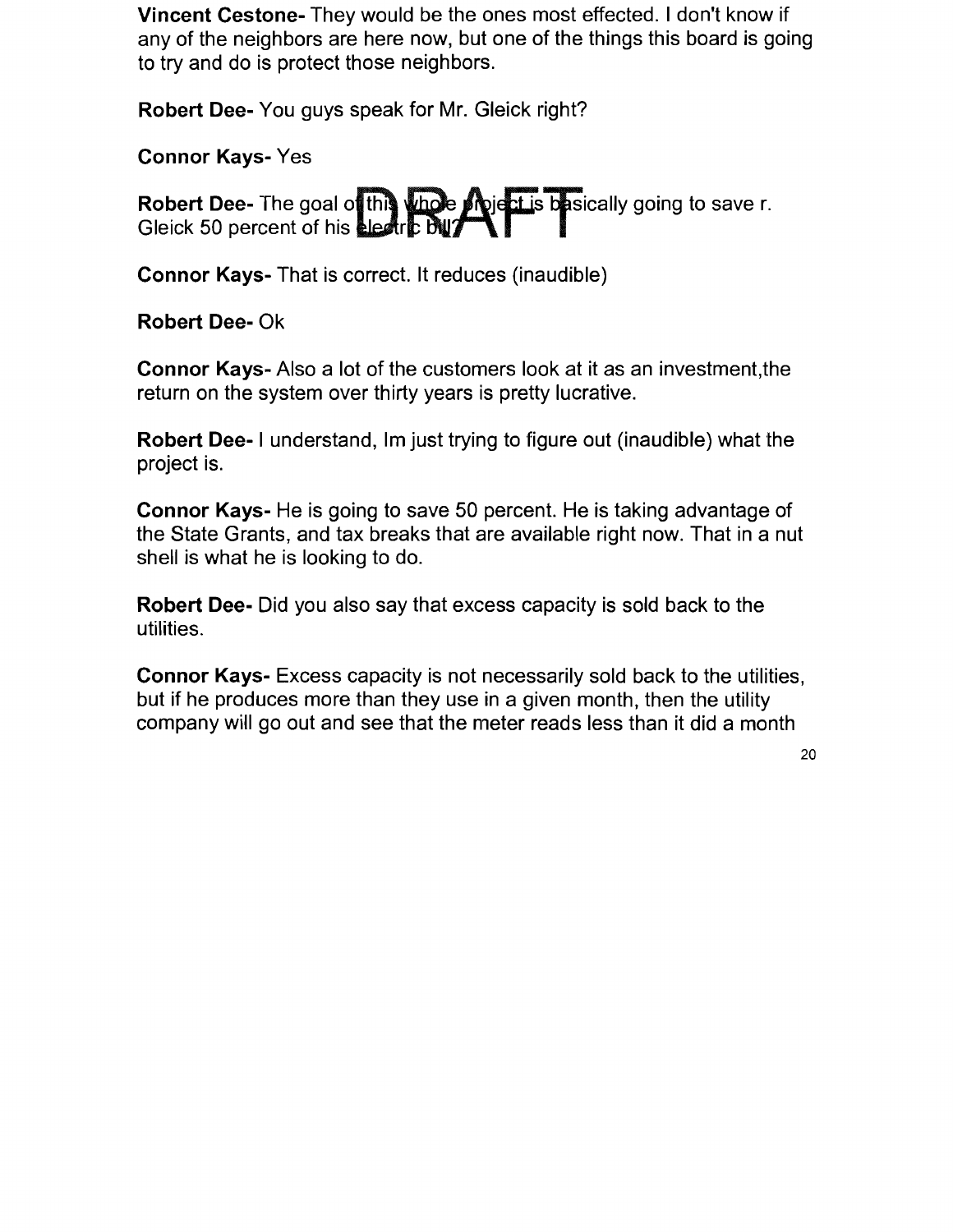**Vincent Cestone-** They would be the ones most effected. I don't know if any of the neighbors are here now, but one of the things this board is going to try and do is protect those neighbors.

**Robert Dee-** You guys speak for Mr. Gleick right?

**Connor Kays-** Yes

**Robert Dee-** The goal of this whole project is basically going to save r. Gleick 50 percent of his electric bill?

**Connor Kays-** That is correct. It reduces (inaudible)

**Robert Dee-** Ok

**Connor Kays-** Also a lot of the customers look at it as an investment,the return on the system over thirty years is pretty lucrative.

**Robert Dee-** I understand, Im just trying to figure out (inaudible) what the project is.

**Connor Kays-** He is going to save 50 percent. He is taking advantage of the State Grants, and tax breaks that are available right now. That in a nut shell is what he is looking to do.

**Robert Dee-** Did you also say that excess capacity is sold back to the utilities.

**Connor Kays-** Excess capacity is not necessarily sold back to the utilities, but if he produces more than they use in a given month, then the utility company will go out and see that the meter reads less than it did a month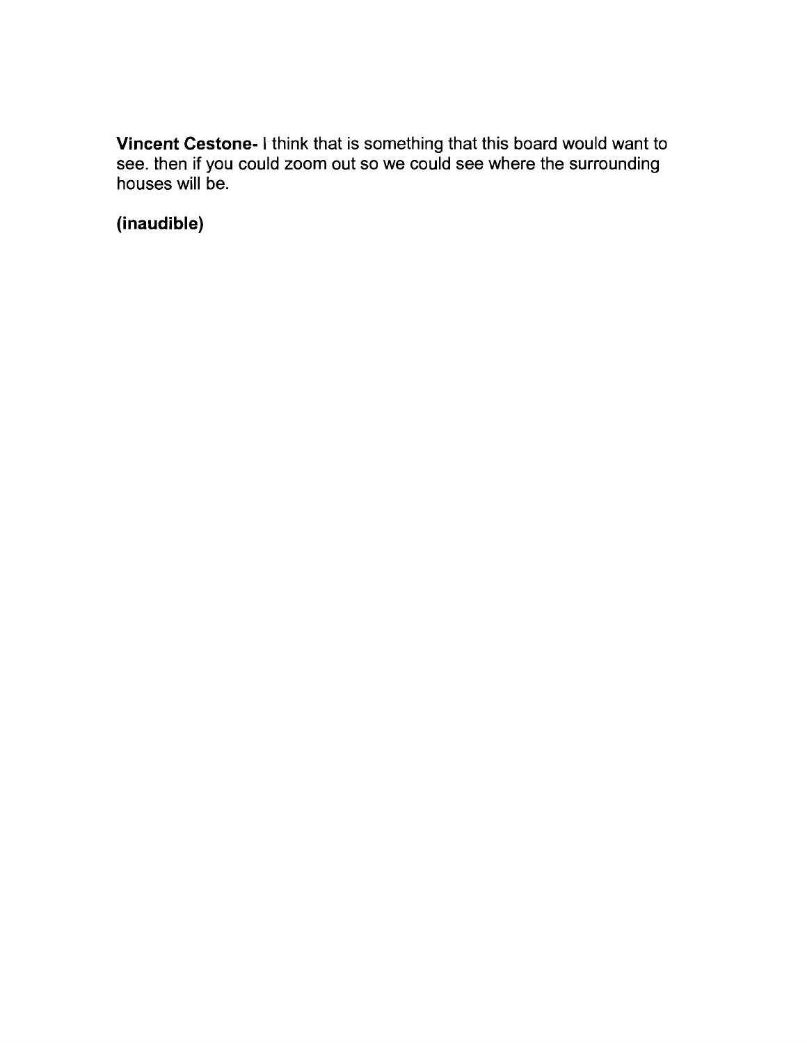**Vincent Cestone-** I think that is something that this board would want to see. then if you could zoom out so we could see where the surrounding houses will be.

**(inaudible)**